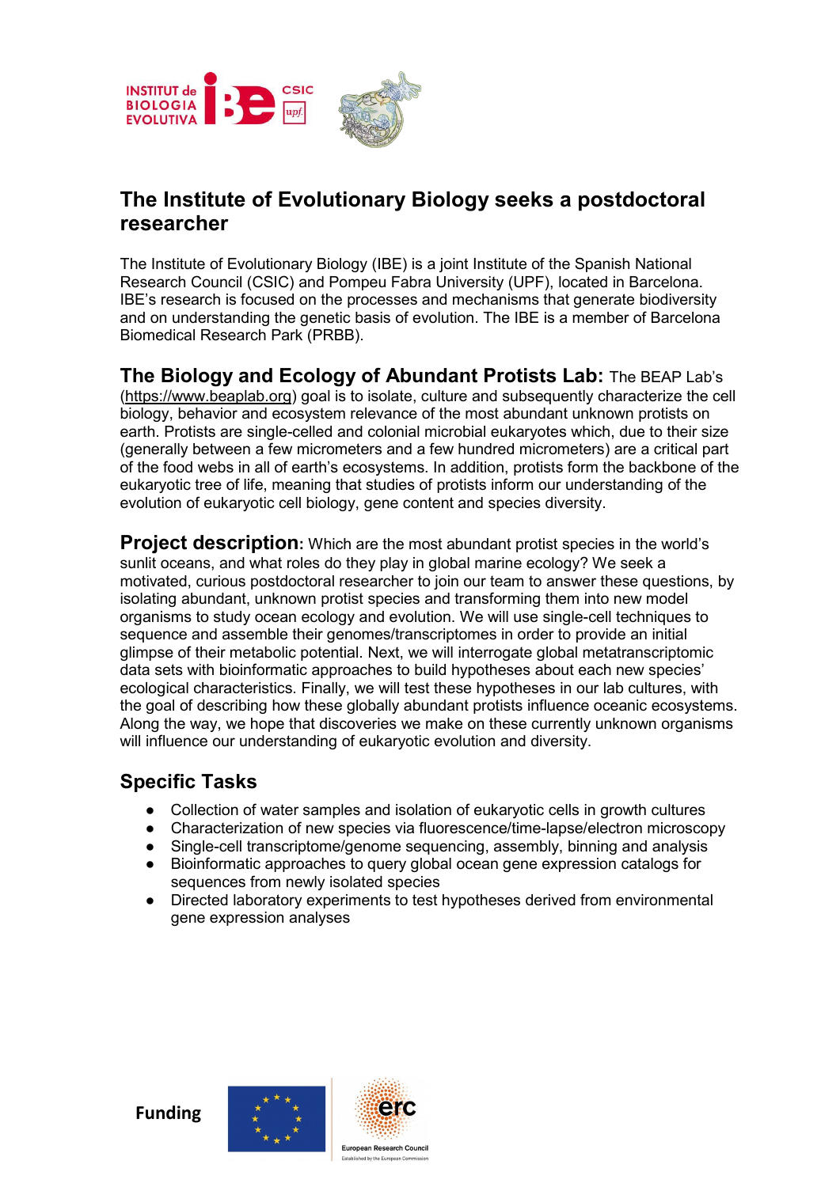# The Institute of Evolutionary Biology seeks a postdoctoral researcher

The Institute of Evolutionary Biology (IBE) is a joint Institute of the Spanish National Research Council (CSIC) and Pompeu Fabra University (UPF), located in Barcelona. IBE's research is focused on the processes and mechanisms that generate biodiversity and on understanding the genetic basis of evolution. The IBE is a member of Barcelona Biomedical Research Park (PRBB).

**The Biology and Ecology of Abundant Protists Lab:** The BEAP Lab's (https://www.beaplab.org) goal is to isolate, culture and subsequently characterize the cell biology, behavior and ecosystem relevance of the most abundant unknown protists on earth. Protists are single-celled and colonial microbial eukaryotes which, due to their size (generally between a few micrometers and a few hundred micrometers) are a critical part of the food webs in all of earth's ecosystems. In addition, protists form the backbone of the eukaryotic tree of life, meaning that studies of protists inform our understanding of the evolution of eukaryotic cell biology, gene content and species diversity.

**Project description:** Which are the most abundant protist species in the world's sunlit oceans, and what roles do they play in global marine ecology? We seek a motivated, curious postdoctoral researcher to join our team to answer these questions, by isolating abundant, unknown protist species and transforming them into new model organisms to study ocean ecology and evolution. We will use single-cell techniques to sequence and assemble their genomes/transcriptomes in order to provide an initial glimpse of their metabolic potential. Next, we will interrogate global metatranscriptomic data sets with bioinformatic approaches to build hypotheses about each new species' ecological characteristics. Finally, we will test these hypotheses in our lab cultures, with the goal of describing how these globally abundant protists influence oceanic ecosystems. Along the way, we hope that discoveries we make on these currently unknown organisms will influence our understanding of eukaryotic evolution and diversity.

## Specific Tasks

- Collection of water samples and isolation of eukaryotic cells in growth cultures
- Characterization of new species via fluorescence/time-lapse/electron microscopy
- Single-cell transcriptome/genome sequencing, assembly, binning and analysis
- Bioinformatic approaches to query global ocean gene expression catalogs for sequences from newly isolated species
- Directed laboratory experiments to test hypotheses derived from environmental gene expression analyses

**Funding**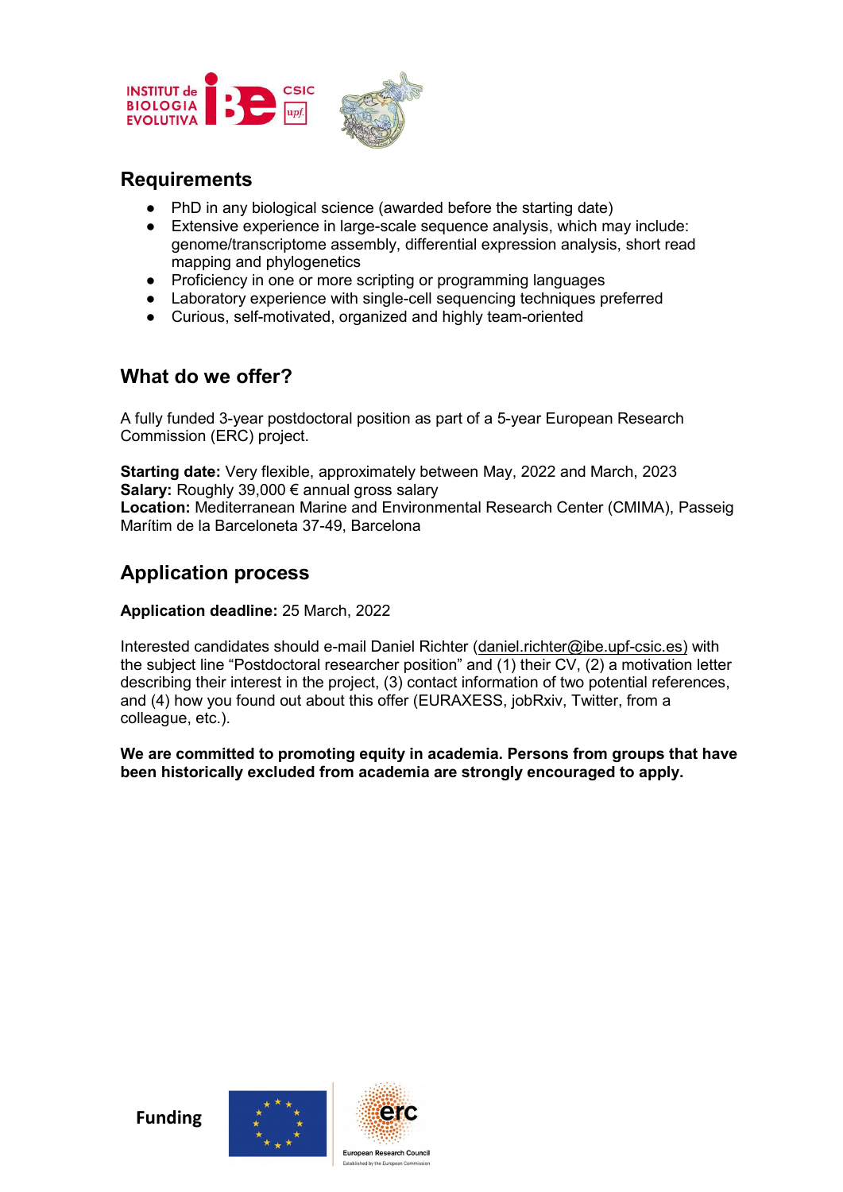## Requirements

- PhD in any biological science (awarded before the starting date)
- Extensive experience in large-scale sequence analysis, which may include: genome/transcriptome assembly, differential expression analysis, short read mapping and phylogenetics
- Proficiency in one or more scripting or programming languages
- Laboratory experience with single-cell sequencing techniques preferred
- Curious, self-motivated, organized and highly team-oriented

## What do we offer?

A fully funded 3-year postdoctoral position as part of a 5-year European Research Commission (ERC) project.

**Starting date:** Very flexible, approximately between May, 2022 and March, 2023
**Salary:** Roughly 39,000 € annual gross salary
**Location:** Mediterranean Marine and Environmental Research Center (CMIMA), Passeig Marítim de la Barceloneta 37-49, Barcelona

## Application process

**Application deadline:** 25 March, 2022

Interested candidates should e-mail Daniel Richter (daniel.richter@ibe.upf-csic.es) with the subject line "Postdoctoral researcher position" and (1) their CV, (2) a motivation letter describing their interest in the project, (3) contact information of two potential references, and (4) how you found out about this offer (EURAXESS, jobRxiv, Twitter, from a colleague, etc.).

**We are committed to promoting equity in academia. Persons from groups that have been historically excluded from academia are strongly encouraged to apply.**

**Funding**